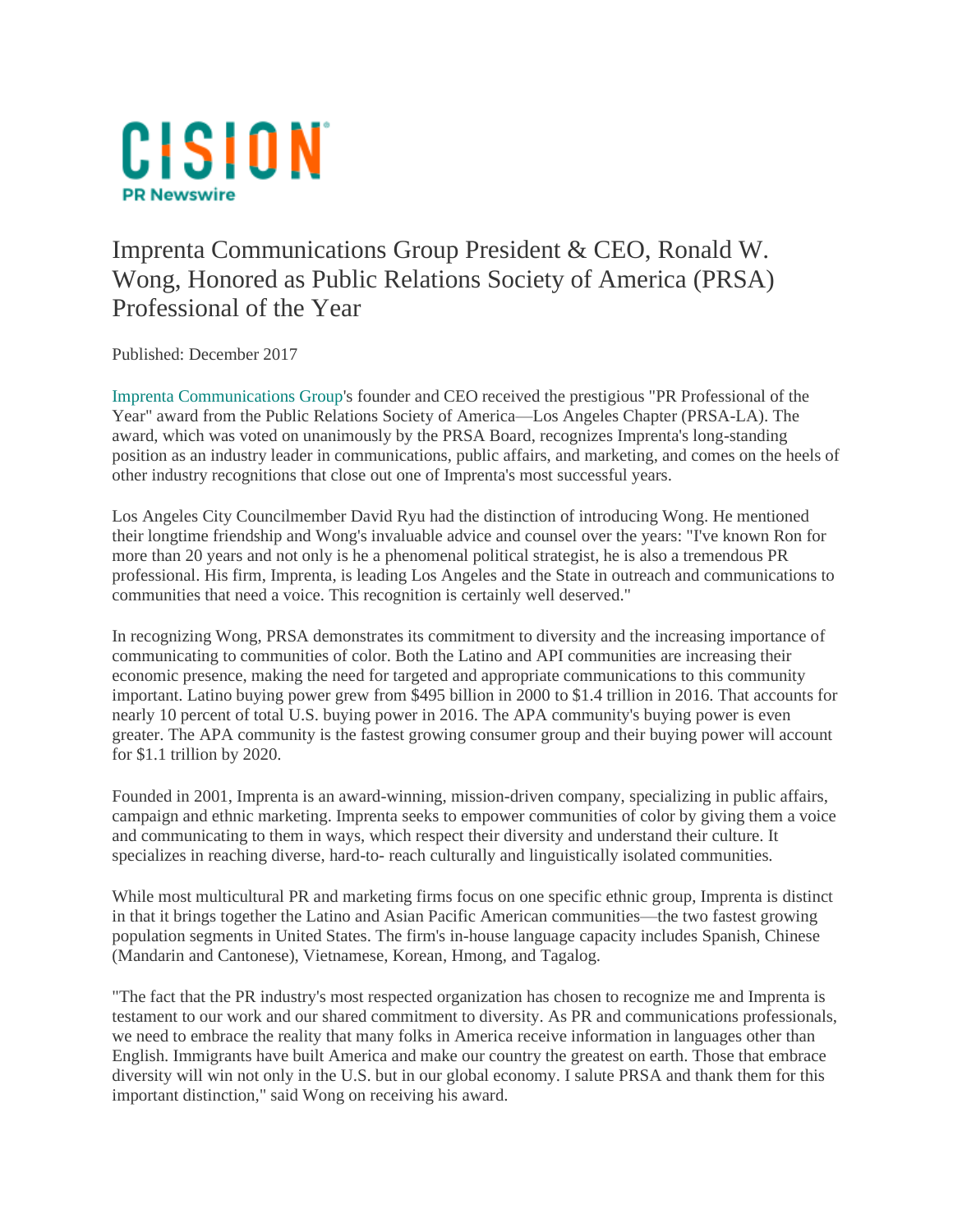CISION

PR Newswire

# Imprenta Communications Group President & CEO, Ronald W. Wong, Honored as Public Relations Society of America (PRSA) Professional of the Year

Published: December 2017

Imprenta Communications Group's founder and CEO received the prestigious "PR Professional of the Year" award from the Public Relations Society of America—Los Angeles Chapter (PRSA-LA). The award, which was voted on unanimously by the PRSA Board, recognizes Imprenta's long-standing position as an industry leader in communications, public affairs, and marketing, and comes on the heels of other industry recognitions that close out one of Imprenta's most successful years.

Los Angeles City Councilmember David Ryu had the distinction of introducing Wong. He mentioned their longtime friendship and Wong's invaluable advice and counsel over the years: "I've known Ron for more than 20 years and not only is he a phenomenal political strategist, he is also a tremendous PR professional. His firm, Imprenta, is leading Los Angeles and the State in outreach and communications to communities that need a voice. This recognition is certainly well deserved."

In recognizing Wong, PRSA demonstrates its commitment to diversity and the increasing importance of communicating to communities of color. Both the Latino and API communities are increasing their economic presence, making the need for targeted and appropriate communications to this community important. Latino buying power grew from $495 billion in 2000 to $1.4 trillion in 2016. That accounts for nearly 10 percent of total U.S. buying power in 2016. The APA community's buying power is even greater. The APA community is the fastest growing consumer group and their buying power will account for $1.1 trillion by 2020.

Founded in 2001, Imprenta is an award-winning, mission-driven company, specializing in public affairs, campaign and ethnic marketing. Imprenta seeks to empower communities of color by giving them a voice and communicating to them in ways, which respect their diversity and understand their culture. It specializes in reaching diverse, hard-to- reach culturally and linguistically isolated communities.

While most multicultural PR and marketing firms focus on one specific ethnic group, Imprenta is distinct in that it brings together the Latino and Asian Pacific American communities—the two fastest growing population segments in United States. The firm's in-house language capacity includes Spanish, Chinese (Mandarin and Cantonese), Vietnamese, Korean, Hmong, and Tagalog.

"The fact that the PR industry's most respected organization has chosen to recognize me and Imprenta is testament to our work and our shared commitment to diversity. As PR and communications professionals, we need to embrace the reality that many folks in America receive information in languages other than English. Immigrants have built America and make our country the greatest on earth. Those that embrace diversity will win not only in the U.S. but in our global economy. I salute PRSA and thank them for this important distinction," said Wong on receiving his award.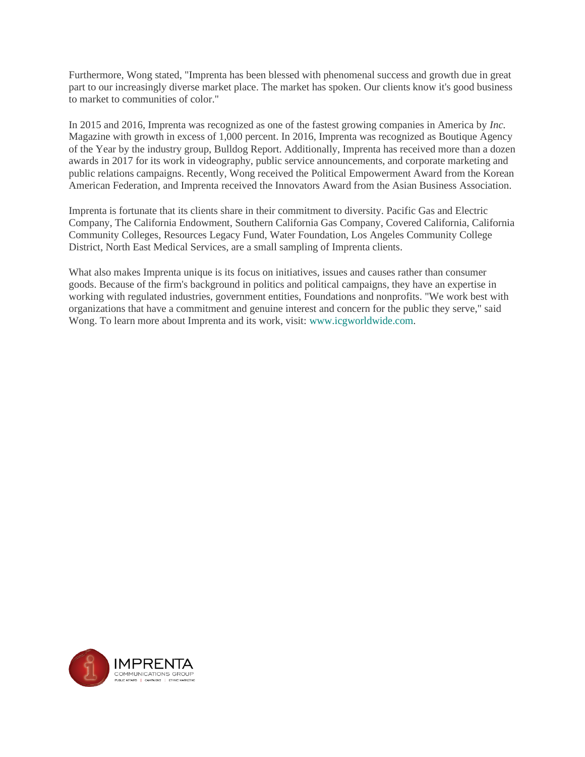Furthermore, Wong stated, "Imprenta has been blessed with phenomenal success and growth due in great part to our increasingly diverse market place. The market has spoken. Our clients know it's good business to market to communities of color."

In 2015 and 2016, Imprenta was recognized as one of the fastest growing companies in America by *Inc.* Magazine with growth in excess of 1,000 percent. In 2016, Imprenta was recognized as Boutique Agency of the Year by the industry group, Bulldog Report. Additionally, Imprenta has received more than a dozen awards in 2017 for its work in videography, public service announcements, and corporate marketing and public relations campaigns. Recently, Wong received the Political Empowerment Award from the Korean American Federation, and Imprenta received the Innovators Award from the Asian Business Association.

Imprenta is fortunate that its clients share in their commitment to diversity. Pacific Gas and Electric Company, The California Endowment, Southern California Gas Company, Covered California, California Community Colleges, Resources Legacy Fund, Water Foundation, Los Angeles Community College District, North East Medical Services, are a small sampling of Imprenta clients.

What also makes Imprenta unique is its focus on initiatives, issues and causes rather than consumer goods. Because of the firm's background in politics and political campaigns, they have an expertise in working with regulated industries, government entities, Foundations and nonprofits. "We work best with organizations that have a commitment and genuine interest and concern for the public they serve," said Wong. To learn more about Imprenta and its work, visit: www.icgworldwide.com.

IMPRENTA
COMMUNICATIONS GROUP
PUBLIC AFFAIRS | CAMPAIGNS | ETHNIC MARKETING